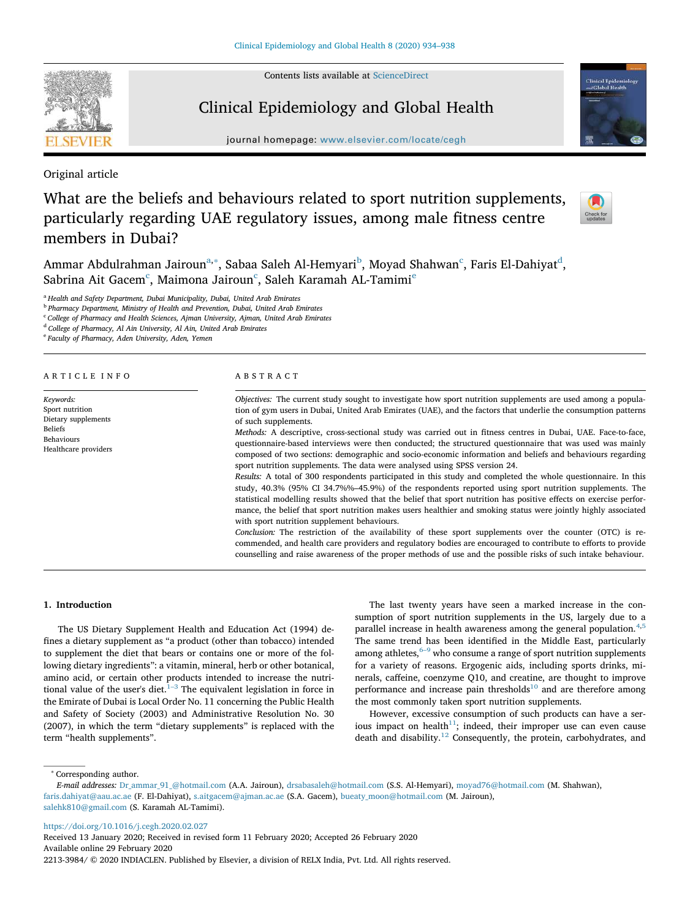Original article

# What are the beliefs and behaviours related to sport nutrition supplements, particularly regarding UAE regulatory issues, among male fitness centre members in Dubai?

Ammar Abdulrahman Jairoun[a,*], Sabaa Saleh Al-Hemyari[b], Moyad Shahwan[c], Faris El-Dahiyat[d], Sabrina Ait Gacem[c], Maimona Jairoun[c], Saleh Karamah AL-Tamimi[e]

[a] Health and Safety Department, Dubai Municipality, Dubai, United Arab Emirates
[b] Pharmacy Department, Ministry of Health and Prevention, Dubai, United Arab Emirates
[c] College of Pharmacy and Health Sciences, Ajman University, Ajman, United Arab Emirates
[d] College of Pharmacy, Al Ain University, Al Ain, United Arab Emirates
[e] Faculty of Pharmacy, Aden University, Aden, Yemen

ARTICLE INFO

*Keywords:*
Sport nutrition
Dietary supplements
Beliefs
Behaviours
Healthcare providers

ABSTRACT

*Objectives:* The current study sought to investigate how sport nutrition supplements are used among a population of gym users in Dubai, United Arab Emirates (UAE), and the factors that underlie the consumption patterns of such supplements.

*Methods:* A descriptive, cross-sectional study was carried out in fitness centres in Dubai, UAE. Face-to-face, questionnaire-based interviews were then conducted; the structured questionnaire that was used was mainly composed of two sections: demographic and socio-economic information and beliefs and behaviours regarding sport nutrition supplements. The data were analysed using SPSS version 24.

*Results:* A total of 300 respondents participated in this study and completed the whole questionnaire. In this study, 40.3% (95% CI 34.7%%–45.9%) of the respondents reported using sport nutrition supplements. The statistical modelling results showed that the belief that sport nutrition has positive effects on exercise performance, the belief that sport nutrition makes users healthier and smoking status were jointly highly associated with sport nutrition supplement behaviours.

*Conclusion:* The restriction of the availability of these sport supplements over the counter (OTC) is recommended, and health care providers and regulatory bodies are encouraged to contribute to efforts to provide counselling and raise awareness of the proper methods of use and the possible risks of such intake behaviour.

## 1. Introduction

The US Dietary Supplement Health and Education Act (1994) defines a dietary supplement as "a product (other than tobacco) intended to supplement the diet that bears or contains one or more of the following dietary ingredients": a vitamin, mineral, herb or other botanical, amino acid, or certain other products intended to increase the nutritional value of the user's diet.[1–3] The equivalent legislation in force in the Emirate of Dubai is Local Order No. 11 concerning the Public Health and Safety of Society (2003) and Administrative Resolution No. 30 (2007), in which the term "dietary supplements" is replaced with the term "health supplements".

The last twenty years have seen a marked increase in the consumption of sport nutrition supplements in the US, largely due to a parallel increase in health awareness among the general population.[4,5] The same trend has been identified in the Middle East, particularly among athletes,[6–9] who consume a range of sport nutrition supplements for a variety of reasons. Ergogenic aids, including sports drinks, minerals, caffeine, coenzyme Q10, and creatine, are thought to improve performance and increase pain thresholds[10] and are therefore among the most commonly taken sport nutrition supplements.

However, excessive consumption of such products can have a serious impact on health[11]; indeed, their improper use can even cause death and disability.[12] Consequently, the protein, carbohydrates, and

* Corresponding author.
*E-mail addresses:* Dr_ammar_91_@hotmail.com (A.A. Jairoun), drsabasaleh@hotmail.com (S.S. Al-Hemyari), moyad76@hotmail.com (M. Shahwan), faris.dahiyat@aau.ac.ae (F. El-Dahiyat), s.aitgacem@ajman.ac.ae (S.A. Gacem), bueaty_moon@hotmail.com (M. Jairoun), salehk810@gmail.com (S. Karamah AL-Tamimi).

https://doi.org/10.1016/j.cegh.2020.02.027
Received 13 January 2020; Received in revised form 11 February 2020; Accepted 26 February 2020
Available online 29 February 2020
2213-3984/ © 2020 INDIACLEN. Published by Elsevier, a division of RELX India, Pvt. Ltd. All rights reserved.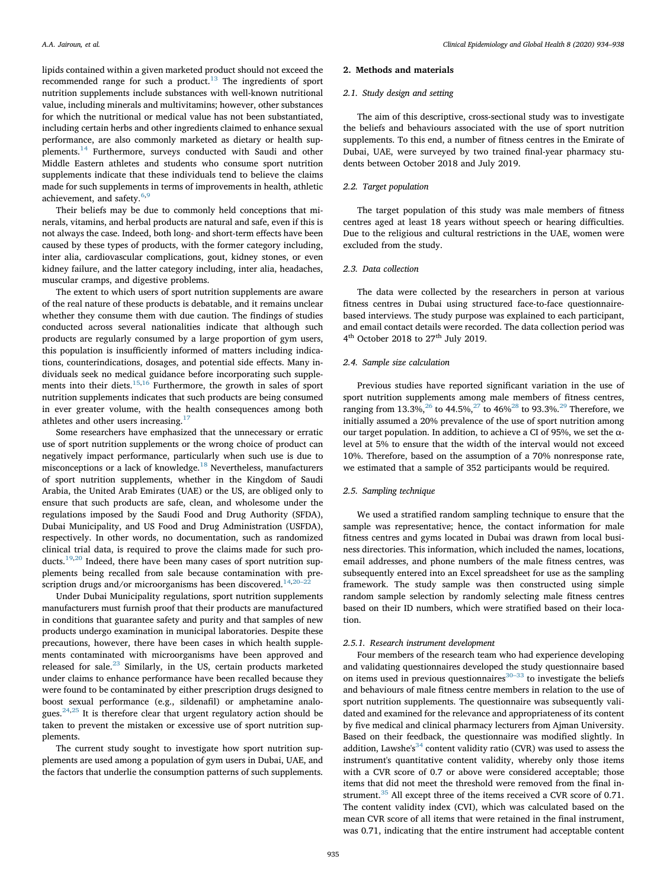lipids contained within a given marketed product should not exceed the recommended range for such a product.[13] The ingredients of sport nutrition supplements include substances with well-known nutritional value, including minerals and multivitamins; however, other substances for which the nutritional or medical value has not been substantiated, including certain herbs and other ingredients claimed to enhance sexual performance, are also commonly marketed as dietary or health supplements.[14] Furthermore, surveys conducted with Saudi and other Middle Eastern athletes and students who consume sport nutrition supplements indicate that these individuals tend to believe the claims made for such supplements in terms of improvements in health, athletic achievement, and safety.[6,9]

Their beliefs may be due to commonly held conceptions that minerals, vitamins, and herbal products are natural and safe, even if this is not always the case. Indeed, both long- and short-term effects have been caused by these types of products, with the former category including, inter alia, cardiovascular complications, gout, kidney stones, or even kidney failure, and the latter category including, inter alia, headaches, muscular cramps, and digestive problems.

The extent to which users of sport nutrition supplements are aware of the real nature of these products is debatable, and it remains unclear whether they consume them with due caution. The findings of studies conducted across several nationalities indicate that although such products are regularly consumed by a large proportion of gym users, this population is insufficiently informed of matters including indications, counterindications, dosages, and potential side effects. Many individuals seek no medical guidance before incorporating such supplements into their diets.[15,16] Furthermore, the growth in sales of sport nutrition supplements indicates that such products are being consumed in ever greater volume, with the health consequences among both athletes and other users increasing.[17]

Some researchers have emphasized that the unnecessary or erratic use of sport nutrition supplements or the wrong choice of product can negatively impact performance, particularly when such use is due to misconceptions or a lack of knowledge.[18] Nevertheless, manufacturers of sport nutrition supplements, whether in the Kingdom of Saudi Arabia, the United Arab Emirates (UAE) or the US, are obliged only to ensure that such products are safe, clean, and wholesome under the regulations imposed by the Saudi Food and Drug Authority (SFDA), Dubai Municipality, and US Food and Drug Administration (USFDA), respectively. In other words, no documentation, such as randomized clinical trial data, is required to prove the claims made for such products.[19,20] Indeed, there have been many cases of sport nutrition supplements being recalled from sale because contamination with prescription drugs and/or microorganisms has been discovered.[14,20–22]

Under Dubai Municipality regulations, sport nutrition supplements manufacturers must furnish proof that their products are manufactured in conditions that guarantee safety and purity and that samples of new products undergo examination in municipal laboratories. Despite these precautions, however, there have been cases in which health supplements contaminated with microorganisms have been approved and released for sale.[23] Similarly, in the US, certain products marketed under claims to enhance performance have been recalled because they were found to be contaminated by either prescription drugs designed to boost sexual performance (e.g., sildenafil) or amphetamine analogues.[24,25] It is therefore clear that urgent regulatory action should be taken to prevent the mistaken or excessive use of sport nutrition supplements.

The current study sought to investigate how sport nutrition supplements are used among a population of gym users in Dubai, UAE, and the factors that underlie the consumption patterns of such supplements.

## 2. Methods and materials

### 2.1. Study design and setting

The aim of this descriptive, cross-sectional study was to investigate the beliefs and behaviours associated with the use of sport nutrition supplements. To this end, a number of fitness centres in the Emirate of Dubai, UAE, were surveyed by two trained final-year pharmacy students between October 2018 and July 2019.

### 2.2. Target population

The target population of this study was male members of fitness centres aged at least 18 years without speech or hearing difficulties. Due to the religious and cultural restrictions in the UAE, women were excluded from the study.

### 2.3. Data collection

The data were collected by the researchers in person at various fitness centres in Dubai using structured face-to-face questionnaire-based interviews. The study purpose was explained to each participant, and email contact details were recorded. The data collection period was 4th October 2018 to 27th July 2019.

### 2.4. Sample size calculation

Previous studies have reported significant variation in the use of sport nutrition supplements among male members of fitness centres, ranging from 13.3%,[26] to 44.5%,[27] to 46%[28] to 93.3%.[29] Therefore, we initially assumed a 20% prevalence of the use of sport nutrition among our target population. In addition, to achieve a CI of 95%, we set the α-level at 5% to ensure that the width of the interval would not exceed 10%. Therefore, based on the assumption of a 70% nonresponse rate, we estimated that a sample of 352 participants would be required.

### 2.5. Sampling technique

We used a stratified random sampling technique to ensure that the sample was representative; hence, the contact information for male fitness centres and gyms located in Dubai was drawn from local business directories. This information, which included the names, locations, email addresses, and phone numbers of the male fitness centres, was subsequently entered into an Excel spreadsheet for use as the sampling framework. The study sample was then constructed using simple random sample selection by randomly selecting male fitness centres based on their ID numbers, which were stratified based on their location.

#### 2.5.1. Research instrument development

Four members of the research team who had experience developing and validating questionnaires developed the study questionnaire based on items used in previous questionnaires[30–33] to investigate the beliefs and behaviours of male fitness centre members in relation to the use of sport nutrition supplements. The questionnaire was subsequently validated and examined for the relevance and appropriateness of its content by five medical and clinical pharmacy lecturers from Ajman University. Based on their feedback, the questionnaire was modified slightly. In addition, Lawshe's[34] content validity ratio (CVR) was used to assess the instrument's quantitative content validity, whereby only those items with a CVR score of 0.7 or above were considered acceptable; those items that did not meet the threshold were removed from the final instrument.[35] All except three of the items received a CVR score of 0.71. The content validity index (CVI), which was calculated based on the mean CVR score of all items that were retained in the final instrument, was 0.71, indicating that the entire instrument had acceptable content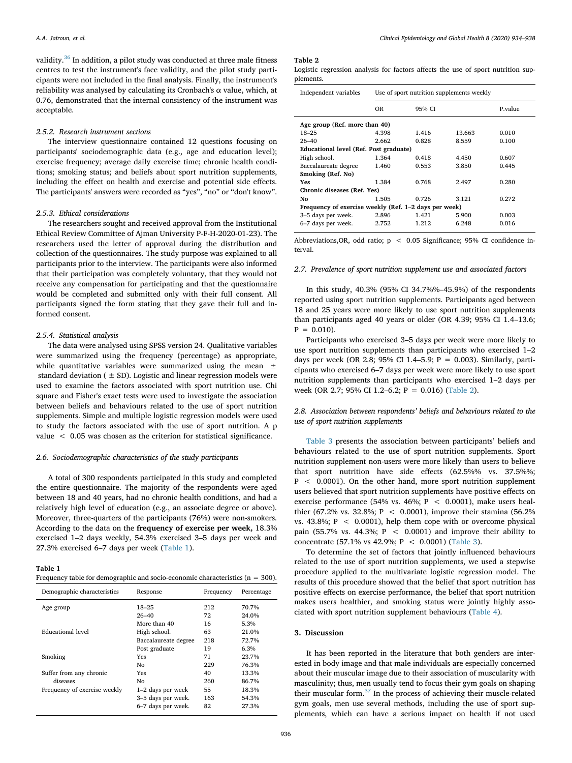validity.[36] In addition, a pilot study was conducted at three male fitness centres to test the instrument's face validity, and the pilot study participants were not included in the final analysis. Finally, the instrument's reliability was analysed by calculating its Cronbach's α value, which, at 0.76, demonstrated that the internal consistency of the instrument was acceptable.

#### 2.5.2. Research instrument sections

The interview questionnaire contained 12 questions focusing on participants' sociodemographic data (e.g., age and education level); exercise frequency; average daily exercise time; chronic health conditions; smoking status; and beliefs about sport nutrition supplements, including the effect on health and exercise and potential side effects. The participants' answers were recorded as "yes", "no" or "don't know".

#### 2.5.3. Ethical considerations

The researchers sought and received approval from the Institutional Ethical Review Committee of Ajman University P-F-H-2020-01-23). The researchers used the letter of approval during the distribution and collection of the questionnaires. The study purpose was explained to all participants prior to the interview. The participants were also informed that their participation was completely voluntary, that they would not receive any compensation for participating and that the questionnaire would be completed and submitted only with their full consent. All participants signed the form stating that they gave their full and informed consent.

#### 2.5.4. Statistical analysis

The data were analysed using SPSS version 24. Qualitative variables were summarized using the frequency (percentage) as appropriate, while quantitative variables were summarized using the mean ± standard deviation ( ± SD). Logistic and linear regression models were used to examine the factors associated with sport nutrition use. Chi square and Fisher's exact tests were used to investigate the association between beliefs and behaviours related to the use of sport nutrition supplements. Simple and multiple logistic regression models were used to study the factors associated with the use of sport nutrition. A p value $< 0.05$ was chosen as the criterion for statistical significance.

### 2.6. Sociodemographic characteristics of the study participants

A total of 300 respondents participated in this study and completed the entire questionnaire. The majority of the respondents were aged between 18 and 40 years, had no chronic health conditions, and had a relatively high level of education (e.g., an associate degree or above). Moreover, three-quarters of the participants (76%) were non-smokers. According to the data on the **frequency of exercise per week,** 18.3% exercised 1–2 days weekly, 54.3% exercised 3–5 days per week and 27.3% exercised 6–7 days per week (Table 1).

**Table 1**
Frequency table for demographic and socio-economic characteristics (n = 300).

| Demographic characteristics | Response | Frequency | Percentage |
|---|---|---|---|
| Age group | 18–25 | 212 | 70.7% |
| | 26–40 | 72 | 24.0% |
| | More than 40 | 16 | 5.3% |
| Educational level | High school. | 63 | 21.0% |
| | Baccalaureate degree | 218 | 72.7% |
| | Post graduate | 19 | 6.3% |
| Smoking | Yes | 71 | 23.7% |
| | No | 229 | 76.3% |
| Suffer from any chronic diseases | Yes | 40 | 13.3% |
| | No | 260 | 86.7% |
| Frequency of exercise weekly | 1–2 days per week | 55 | 18.3% |
| | 3–5 days per week. | 163 | 54.3% |
| | 6–7 days per week. | 82 | 27.3% |

**Table 2**
Logistic regression analysis for factors affects the use of sport nutrition supplements.

| Independent variables | Use of sport nutrition supplements weekly | | | |
|---|---|---|---|---|
| | OR | 95% CI | | P.value |
| **Age group (Ref. more than 40)** | | | | |
| 18–25 | 4.398 | 1.416 | 13.663 | 0.010 |
| 26–40 | 2.662 | 0.828 | 8.559 | 0.100 |
| **Educational level (Ref. Post graduate)** | | | | |
| High school. | 1.364 | 0.418 | 4.450 | 0.607 |
| Baccalaureate degree | 1.460 | 0.553 | 3.850 | 0.445 |
| **Smoking (Ref. No)** | | | | |
| **Yes** | 1.384 | 0.768 | 2.497 | 0.280 |
| **Chronic diseases (Ref. Yes)** | | | | |
| **No** | 1.505 | 0.726 | 3.121 | 0.272 |
| **Frequency of exercise weekly (Ref. 1–2 days per week)** | | | | |
| 3–5 days per week. | 2.896 | 1.421 | 5.900 | 0.003 |
| 6–7 days per week. | 2.752 | 1.212 | 6.248 | 0.016 |

Abbreviations,OR, odd ratio; p $<$ 0.05 Significance; 95% CI confidence interval.

### 2.7. Prevalence of sport nutrition supplement use and associated factors

In this study, 40.3% (95% CI 34.7%%–45.9%) of the respondents reported using sport nutrition supplements. Participants aged between 18 and 25 years were more likely to use sport nutrition supplements than participants aged 40 years or older (OR 4.39; 95% CI 1.4–13.6; P = 0.010).

Participants who exercised 3–5 days per week were more likely to use sport nutrition supplements than participants who exercised 1–2 days per week (OR 2.8; 95% CI 1.4–5.9; P = 0.003). Similarly, participants who exercised 6–7 days per week were more likely to use sport nutrition supplements than participants who exercised 1–2 days per week (OR 2.7; 95% CI 1.2–6.2; P = 0.016) (Table 2).

### 2.8. Association between respondents' beliefs and behaviours related to the use of sport nutrition supplements

Table 3 presents the association between participants' beliefs and behaviours related to the use of sport nutrition supplements. Sport nutrition supplement non-users were more likely than users to believe that sport nutrition have side effects (62.5%% vs. 37.5%%; P $<$ 0.0001). On the other hand, more sport nutrition supplement users believed that sport nutrition supplements have positive effects on exercise performance (54% vs. 46%; P $<$ 0.0001), make users healthier (67.2% vs. 32.8%; P $<$ 0.0001), improve their stamina (56.2% vs. 43.8%; P $<$ 0.0001), help them cope with or overcome physical pain (55.7% vs. 44.3%; P $<$ 0.0001) and improve their ability to concentrate (57.1% vs 42.9%; P $<$ 0.0001) (Table 3).

To determine the set of factors that jointly influenced behaviours related to the use of sport nutrition supplements, we used a stepwise procedure applied to the multivariate logistic regression model. The results of this procedure showed that the belief that sport nutrition has positive effects on exercise performance, the belief that sport nutrition makes users healthier, and smoking status were jointly highly associated with sport nutrition supplement behaviours (Table 4).

## 3. Discussion

It has been reported in the literature that both genders are interested in body image and that male individuals are especially concerned about their muscular image due to their association of muscularity with masculinity; thus, men usually tend to focus their gym goals on shaping their muscular form.[37] In the process of achieving their muscle-related gym goals, men use several methods, including the use of sport supplements, which can have a serious impact on health if not used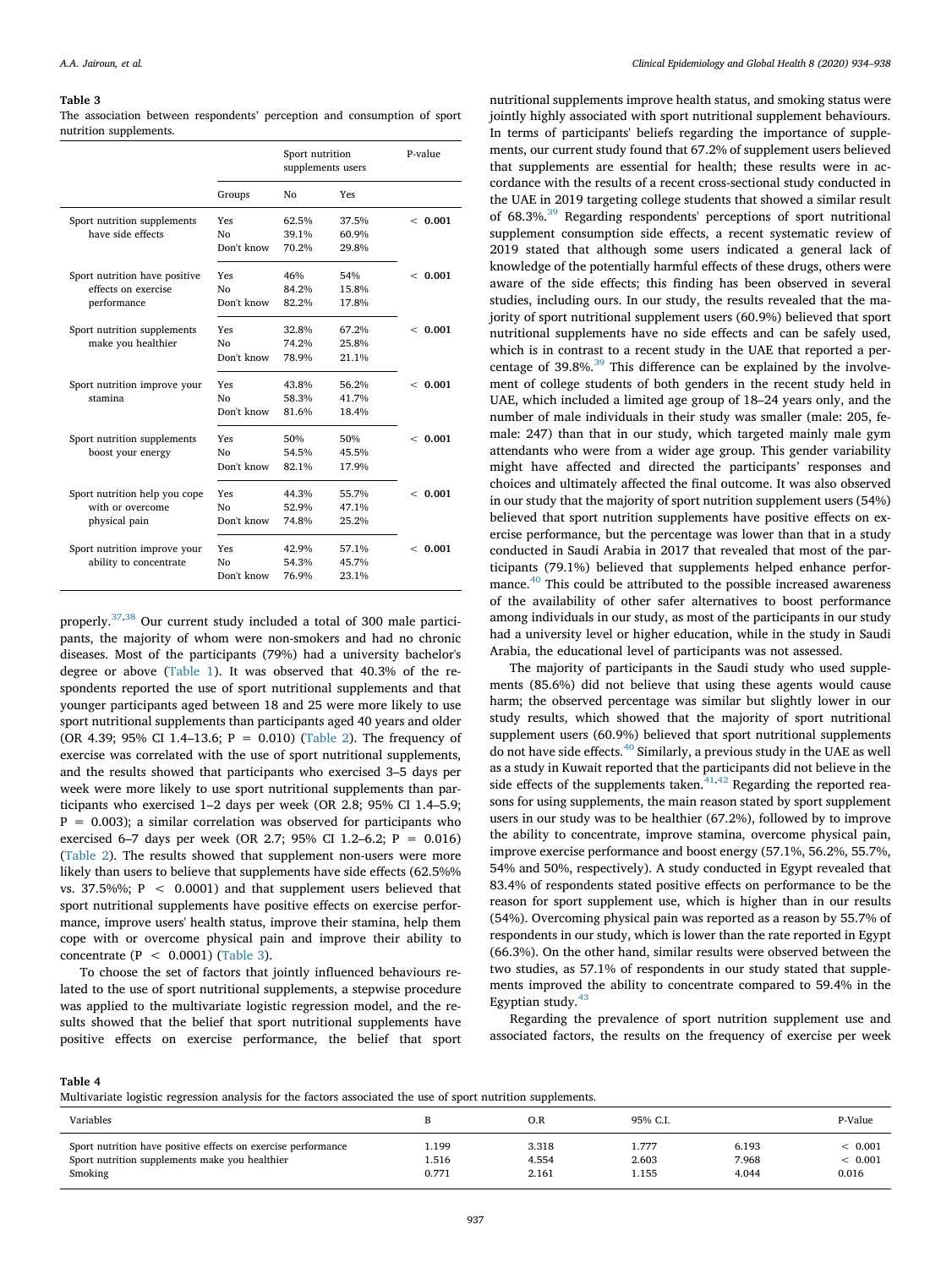**Table 3**
The association between respondents' perception and consumption of sport nutrition supplements.

| | Sport nutrition supplements users | | | P-value |
|---|---|---|---|---|
| | Groups | No | Yes | |
| Sport nutrition supplements have side effects | Yes | 62.5% | 37.5% | < **0.001** |
| | No | 39.1% | 60.9% | |
| | Don't know | 70.2% | 29.8% | |
| Sport nutrition have positive effects on exercise performance | Yes | 46% | 54% | < **0.001** |
| | No | 84.2% | 15.8% | |
| | Don't know | 82.2% | 17.8% | |
| Sport nutrition supplements make you healthier | Yes | 32.8% | 67.2% | < **0.001** |
| | No | 74.2% | 25.8% | |
| | Don't know | 78.9% | 21.1% | |
| Sport nutrition improve your stamina | Yes | 43.8% | 56.2% | < **0.001** |
| | No | 58.3% | 41.7% | |
| | Don't know | 81.6% | 18.4% | |
| Sport nutrition supplements boost your energy | Yes | 50% | 50% | < **0.001** |
| | No | 54.5% | 45.5% | |
| | Don't know | 82.1% | 17.9% | |
| Sport nutrition help you cope with or overcome physical pain | Yes | 44.3% | 55.7% | < **0.001** |
| | No | 52.9% | 47.1% | |
| | Don't know | 74.8% | 25.2% | |
| Sport nutrition improve your ability to concentrate | Yes | 42.9% | 57.1% | < **0.001** |
| | No | 54.3% | 45.7% | |
| | Don't know | 76.9% | 23.1% | |

properly.[37,38] Our current study included a total of 300 male participants, the majority of whom were non-smokers and had no chronic diseases. Most of the participants (79%) had a university bachelor's degree or above (Table 1). It was observed that 40.3% of the respondents reported the use of sport nutritional supplements and that younger participants aged between 18 and 25 were more likely to use sport nutritional supplements than participants aged 40 years and older (OR 4.39; 95% CI 1.4–13.6; P = 0.010) (Table 2). The frequency of exercise was correlated with the use of sport nutritional supplements, and the results showed that participants who exercised 3–5 days per week were more likely to use sport nutritional supplements than participants who exercised 1–2 days per week (OR 2.8; 95% CI 1.4–5.9; P = 0.003); a similar correlation was observed for participants who exercised 6–7 days per week (OR 2.7; 95% CI 1.2–6.2; P = 0.016) (Table 2). The results showed that supplement non-users were more likely than users to believe that supplements have side effects (62.5%% vs. 37.5%%; $P < 0.0001$) and that supplement users believed that sport nutritional supplements have positive effects on exercise performance, improve users' health status, improve their stamina, help them cope with or overcome physical pain and improve their ability to concentrate ($P < 0.0001$) (Table 3).

To choose the set of factors that jointly influenced behaviours related to the use of sport nutritional supplements, a stepwise procedure was applied to the multivariate logistic regression model, and the results showed that the belief that sport nutritional supplements have positive effects on exercise performance, the belief that sport nutritional supplements improve health status, and smoking status were jointly highly associated with sport nutritional supplement behaviours. In terms of participants' beliefs regarding the importance of supplements, our current study found that 67.2% of supplement users believed that supplements are essential for health; these results were in accordance with the results of a recent cross-sectional study conducted in the UAE in 2019 targeting college students that showed a similar result of 68.3%.[39] Regarding respondents' perceptions of sport nutritional supplement consumption side effects, a recent systematic review of 2019 stated that although some users indicated a general lack of knowledge of the potentially harmful effects of these drugs, others were aware of the side effects; this finding has been observed in several studies, including ours. In our study, the results revealed that the majority of sport nutritional supplement users (60.9%) believed that sport nutritional supplements have no side effects and can be safely used, which is in contrast to a recent study in the UAE that reported a percentage of 39.8%.[39] This difference can be explained by the involvement of college students of both genders in the recent study held in UAE, which included a limited age group of 18–24 years only, and the number of male individuals in their study was smaller (male: 205, female: 247) than that in our study, which targeted mainly male gym attendants who were from a wider age group. This gender variability might have affected and directed the participants' responses and choices and ultimately affected the final outcome. It was also observed in our study that the majority of sport nutrition supplement users (54%) believed that sport nutrition supplements have positive effects on exercise performance, but the percentage was lower than that in a study conducted in Saudi Arabia in 2017 that revealed that most of the participants (79.1%) believed that supplements helped enhance performance.[40] This could be attributed to the possible increased awareness of the availability of other safer alternatives to boost performance among individuals in our study, as most of the participants in our study had a university level or higher education, while in the study in Saudi Arabia, the educational level of participants was not assessed.

The majority of participants in the Saudi study who used supplements (85.6%) did not believe that using these agents would cause harm; the observed percentage was similar but slightly lower in our study results, which showed that the majority of sport nutritional supplement users (60.9%) believed that sport nutritional supplements do not have side effects.[40] Similarly, a previous study in the UAE as well as a study in Kuwait reported that the participants did not believe in the side effects of the supplements taken.[41,42] Regarding the reported reasons for using supplements, the main reason stated by sport supplement users in our study was to be healthier (67.2%), followed by to improve the ability to concentrate, improve stamina, overcome physical pain, improve exercise performance and boost energy (57.1%, 56.2%, 55.7%, 54% and 50%, respectively). A study conducted in Egypt revealed that 83.4% of respondents stated positive effects on performance to be the reason for sport supplement use, which is higher than in our results (54%). Overcoming physical pain was reported as a reason by 55.7% of respondents in our study, which is lower than the rate reported in Egypt (66.3%). On the other hand, similar results were observed between the two studies, as 57.1% of respondents in our study stated that supplements improved the ability to concentrate compared to 59.4% in the Egyptian study.[43]

Regarding the prevalence of sport nutrition supplement use and associated factors, the results on the frequency of exercise per week

**Table 4**
Multivariate logistic regression analysis for the factors associated the use of sport nutrition supplements.

| Variables | B | O.R | 95% C.I. | | P-Value |
|---|---|---|---|---|---|
| Sport nutrition have positive effects on exercise performance | 1.199 | 3.318 | 1.777 | 6.193 | < 0.001 |
| Sport nutrition supplements make you healthier | 1.516 | 4.554 | 2.603 | 7.968 | < 0.001 |
| Smoking | 0.771 | 2.161 | 1.155 | 4.044 | 0.016 |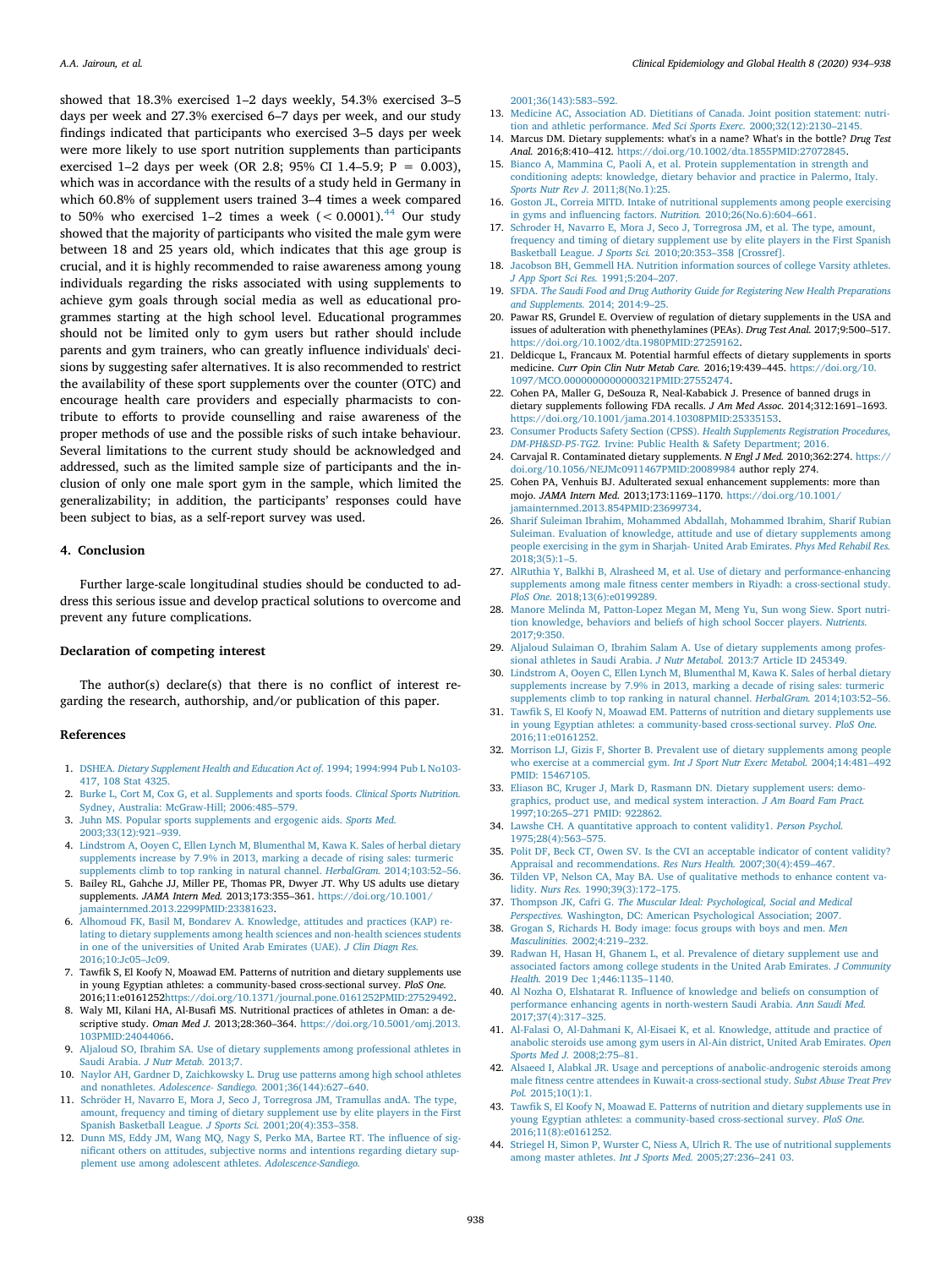showed that 18.3% exercised 1–2 days weekly, 54.3% exercised 3–5 days per week and 27.3% exercised 6–7 days per week, and our study findings indicated that participants who exercised 3–5 days per week were more likely to use sport nutrition supplements than participants exercised 1–2 days per week (OR 2.8; 95% CI 1.4–5.9; P = 0.003), which was in accordance with the results of a study held in Germany in which 60.8% of supplement users trained 3–4 times a week compared to 50% who exercised 1–2 times a week (< 0.0001).[44] Our study showed that the majority of participants who visited the male gym were between 18 and 25 years old, which indicates that this age group is crucial, and it is highly recommended to raise awareness among young individuals regarding the risks associated with using supplements to achieve gym goals through social media as well as educational programmes starting at the high school level. Educational programmes should not be limited only to gym users but rather should include parents and gym trainers, who can greatly influence individuals' decisions by suggesting safer alternatives. It is also recommended to restrict the availability of these sport supplements over the counter (OTC) and encourage health care providers and especially pharmacists to contribute to efforts to provide counselling and raise awareness of the proper methods of use and the possible risks of such intake behaviour. Several limitations to the current study should be acknowledged and addressed, such as the limited sample size of participants and the inclusion of only one male sport gym in the sample, which limited the generalizability; in addition, the participants' responses could have been subject to bias, as a self-report survey was used.

## 4. Conclusion

Further large-scale longitudinal studies should be conducted to address this serious issue and develop practical solutions to overcome and prevent any future complications.

### Declaration of competing interest

The author(s) declare(s) that there is no conflict of interest regarding the research, authorship, and/or publication of this paper.

### References

1. DSHEA. *Dietary Supplement Health and Education Act of*. 1994; 1994:994 Pub L No103-417, 108 Stat 4325.
2. Burke L, Cort M, Cox G, et al. Supplements and sports foods. *Clinical Sports Nutrition*. Sydney, Australia: McGraw-Hill; 2006:485–579.
3. Juhn MS. Popular sports supplements and ergogenic aids. *Sports Med*. 2003;33(12):921–939.
4. Lindstrom A, Ooyen C, Ellen Lynch M, Blumenthal M, Kawa K. Sales of herbal dietary supplements increase by 7.9% in 2013, marking a decade of rising sales: turmeric supplements climb to top ranking in natural channel. *HerbalGram*. 2014;103:52–56.
5. Bailey RL, Gahche JJ, Miller PE, Thomas PR, Dwyer JT. Why US adults use dietary supplements. *JAMA Intern Med*. 2013;173:355–361. https://doi.org/10.1001/jamainternmed.2013.2299PMID:23381623.
6. Alhomoud FK, Basil M, Bondarev A. Knowledge, attitudes and practices (KAP) relating to dietary supplements among health sciences and non-health sciences students in one of the universities of United Arab Emirates (UAE). *J Clin Diagn Res*. 2016;10:Jc05–Jc09.
7. Tawfik S, El Koofy N, Moawad EM. Patterns of nutrition and dietary supplements use in young Egyptian athletes: a community-based cross-sectional survey. *PloS One*. 2016;11:e0161252https://doi.org/10.1371/journal.pone.0161252PMID:27529492.
8. Waly MI, Kilani HA, Al-Busafi MS. Nutritional practices of athletes in Oman: a descriptive study. *Oman Med J*. 2013;28:360–364. https://doi.org/10.5001/omj.2013.103PMID:24044066.
9. Aljaloud SO, Ibrahim SA. Use of dietary supplements among professional athletes in Saudi Arabia. *J Nutr Metab*. 2013;7.
10. Naylor AH, Gardner D, Zaichkowsky L. Drug use patterns among high school athletes and nonathletes. *Adolescence- Sandiego*. 2001;36(144):627–640.
11. Schröder H, Navarro E, Mora J, Seco J, Torregrosa JM, Tramullas andA. The type, amount, frequency and timing of dietary supplement use by elite players in the First Spanish Basketball League. *J Sports Sci*. 2001;20(4):353–358.
12. Dunn MS, Eddy JM, Wang MQ, Nagy S, Perko MA, Bartee RT. The influence of significant others on attitudes, subjective norms and intentions regarding dietary supplement use among adolescent athletes. *Adolescence-Sandiego*. 2001;36(143):583–592.
13. Medicine AC, Association AD. Dietitians of Canada. Joint position statement: nutrition and athletic performance. *Med Sci Sports Exerc*. 2000;32(12):2130–2145.
14. Marcus DM. Dietary supplements: what's in a name? What's in the bottle? *Drug Test Anal*. 2016;8:410–412. https://doi.org/10.1002/dta.1855PMID:27072845.
15. Bianco A, Mammina C, Paoli A, et al. Protein supplementation in strength and conditioning adepts: knowledge, dietary behavior and practice in Palermo, Italy. *Sports Nutr Rev J*. 2011;8(No.1):25.
16. Goston JL, Correia MITD. Intake of nutritional supplements among people exercising in gyms and influencing factors. *Nutrition*. 2010;26(No.6):604–661.
17. Schroder H, Navarro E, Mora J, Seco J, Torregrosa JM, et al. The type, amount, frequency and timing of dietary supplement use by elite players in the First Spanish Basketball League. *J Sports Sci*. 2010;20:353–358 [Crossref].
18. Jacobson BH, Gemmell HA. Nutrition information sources of college Varsity athletes. *J App Sport Sci Res*. 1991;5:204–207.
19. SFDA. *The Saudi Food and Drug Authority Guide for Registering New Health Preparations and Supplements*. 2014; 2014:9–25.
20. Pawar RS, Grundel E. Overview of regulation of dietary supplements in the USA and issues of adulteration with phenethylamines (PEAs). *Drug Test Anal*. 2017;9:500–517. https://doi.org/10.1002/dta.1980PMID:27259162.
21. Deldicque L, Francaux M. Potential harmful effects of dietary supplements in sports medicine. *Curr Opin Clin Nutr Metab Care*. 2016;19:439–445. https://doi.org/10.1097/MCO.0000000000000321PMID:27552474.
22. Cohen PA, Maller G, DeSouza R, Neal-Kababick J. Presence of banned drugs in dietary supplements following FDA recalls. *J Am Med Assoc*. 2014;312:1691–1693. https://doi.org/10.1001/jama.2014.10308PMID:25335153.
23. Consumer Products Safety Section (CPSS). *Health Supplements Registration Procedures, DM-PH&SD-P5-TG2*. Irvine: Public Health & Safety Department; 2016.
24. Carvajal R. Contaminated dietary supplements. *N Engl J Med*. 2010;362:274. https://doi.org/10.1056/NEJMc0911467PMID:20089984 author reply 274.
25. Cohen PA, Venhuis BJ. Adulterated sexual enhancement supplements: more than mojo. *JAMA Intern Med*. 2013;173:1169–1170. https://doi.org/10.1001/jamainternmed.2013.854PMID:23699734.
26. Sharif Suleiman Ibrahim, Mohammed Abdallah, Mohammed Ibrahim, Sharif Rubian Suleiman. Evaluation of knowledge, attitude and use of dietary supplements among people exercising in the gym in Sharjah- United Arab Emirates. *Phys Med Rehabil Res*. 2018;3(5):1–5.
27. AlRuthia Y, Balkhi B, Alrasheed M, et al. Use of dietary and performance-enhancing supplements among male fitness center members in Riyadh: a cross-sectional study. *PloS One*. 2018;13(6):e0199289.
28. Manore Melinda M, Patton-Lopez Megan M, Meng Yu, Sun wong Siew. Sport nutrition knowledge, behaviors and beliefs of high school Soccer players. *Nutrients*. 2017;9:350.
29. Aljaloud Sulaiman O, Ibrahim Salam A. Use of dietary supplements among professional athletes in Saudi Arabia. *J Nutr Metabol*. 2013:7 Article ID 245349.
30. Lindstrom A, Ooyen C, Ellen Lynch M, Blumenthal M, Kawa K. Sales of herbal dietary supplements increase by 7.9% in 2013, marking a decade of rising sales: turmeric supplements climb to top ranking in natural channel. *HerbalGram*. 2014;103:52–56.
31. Tawfik S, El Koofy N, Moawad EM. Patterns of nutrition and dietary supplements use in young Egyptian athletes: a community-based cross-sectional survey. *PloS One*. 2016;11:e0161252.
32. Morrison LJ, Gizis F, Shorter B. Prevalent use of dietary supplements among people who exercise at a commercial gym. *Int J Sport Nutr Exerc Metabol*. 2004;14:481–492 PMID: 15467105.
33. Eliason BC, Kruger J, Mark D, Rasmann DN. Dietary supplement users: demographics, product use, and medical system interaction. *J Am Board Fam Pract*. 1997;10:265–271 PMID: 922862.
34. Lawshe CH. A quantitative approach to content validity1. *Person Psychol*. 1975;28(4):563–575.
35. Polit DF, Beck CT, Owen SV. Is the CVI an acceptable indicator of content validity? Appraisal and recommendations. *Res Nurs Health*. 2007;30(4):459–467.
36. Tilden VP, Nelson CA, May BA. Use of qualitative methods to enhance content validity. *Nurs Res*. 1990;39(3):172–175.
37. Thompson JK, Cafri G. *The Muscular Ideal: Psychological, Social and Medical Perspectives*. Washington, DC: American Psychological Association; 2007.
38. Grogan S, Richards H. Body image: focus groups with boys and men. *Men Masculinities*. 2002;4:219–232.
39. Radwan H, Hasan H, Ghanem L, et al. Prevalence of dietary supplement use and associated factors among college students in the United Arab Emirates. *J Community Health*. 2019 Dec 1;446:1135–1140.
40. Al Nozha O, Elshatarat R. Influence of knowledge and beliefs on consumption of performance enhancing agents in north-western Saudi Arabia. *Ann Saudi Med*. 2017;37(4):317–325.
41. Al-Falasi O, Al-Dahmani K, Al-Eisaei K, et al. Knowledge, attitude and practice of anabolic steroids use among gym users in Al-Ain district, United Arab Emirates. *Open Sports Med J*. 2008;2:75–81.
42. Alsaeed I, Alabkal JR. Usage and perceptions of anabolic-androgenic steroids among male fitness centre attendees in Kuwait-a cross-sectional study. *Subst Abuse Treat Prev Pol*. 2015;10(1):1.
43. Tawfik S, El Koofy N, Moawad E. Patterns of nutrition and dietary supplements use in young Egyptian athletes: a community-based cross-sectional survey. *PloS One*. 2016;11(8):e0161252.
44. Striegel H, Simon P, Wurster C, Niess A, Ulrich R. The use of nutritional supplements among master athletes. *Int J Sports Med*. 2005;27:236–241 03.